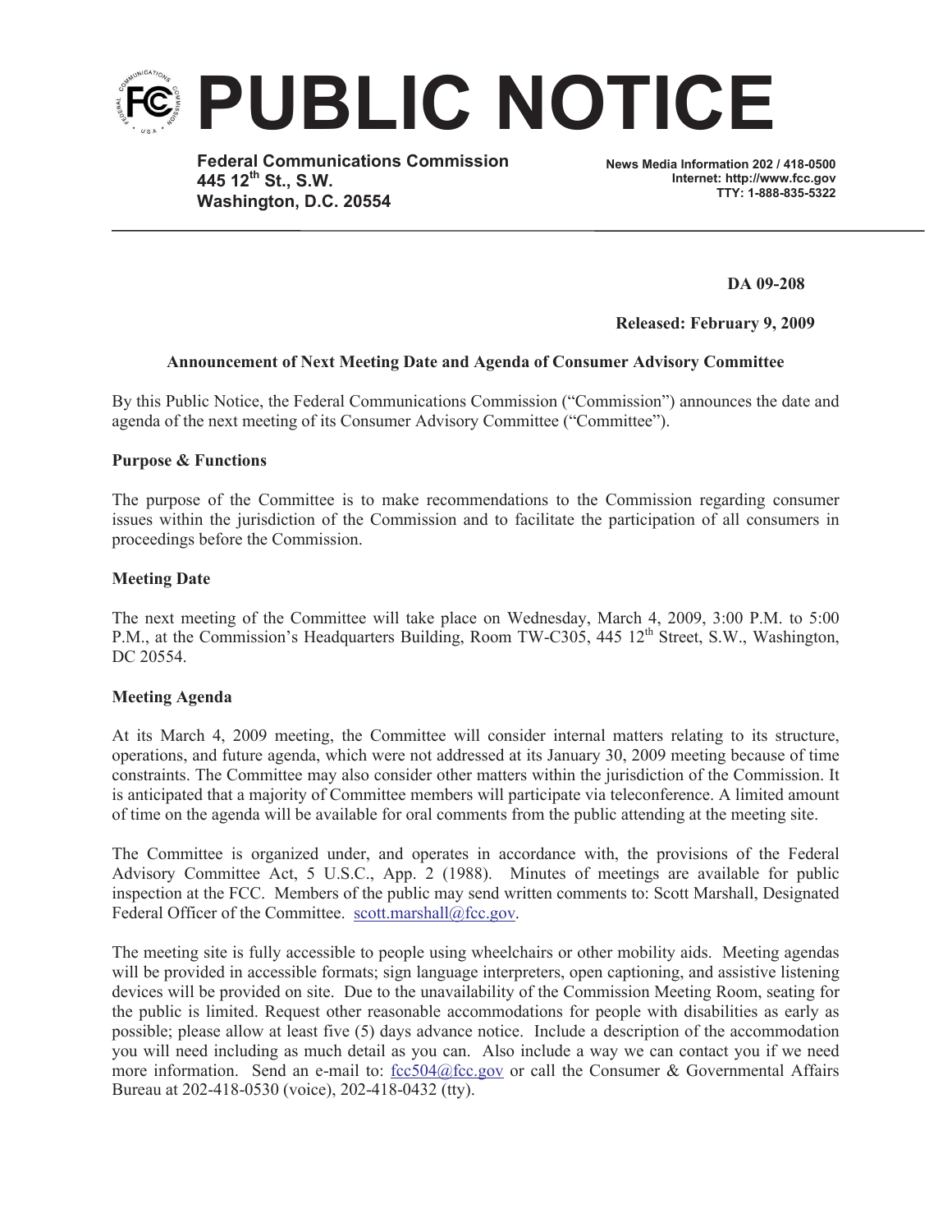# PUBLIC NOTICE

**Federal Communications Commission**
**445 12th St., S.W.**
**Washington, D.C. 20554**

**News Media Information 202 / 418-0500**
**Internet: http://www.fcc.gov**
**TTY: 1-888-835-5322**

**DA 09-208**

**Released: February 9, 2009**

**Announcement of Next Meeting Date and Agenda of Consumer Advisory Committee**

By this Public Notice, the Federal Communications Commission ("Commission") announces the date and agenda of the next meeting of its Consumer Advisory Committee ("Committee").

**Purpose & Functions**

The purpose of the Committee is to make recommendations to the Commission regarding consumer issues within the jurisdiction of the Commission and to facilitate the participation of all consumers in proceedings before the Commission.

**Meeting Date**

The next meeting of the Committee will take place on Wednesday, March 4, 2009, 3:00 P.M. to 5:00 P.M., at the Commission's Headquarters Building, Room TW-C305, 445 12th Street, S.W., Washington, DC 20554.

**Meeting Agenda**

At its March 4, 2009 meeting, the Committee will consider internal matters relating to its structure, operations, and future agenda, which were not addressed at its January 30, 2009 meeting because of time constraints. The Committee may also consider other matters within the jurisdiction of the Commission. It is anticipated that a majority of Committee members will participate via teleconference. A limited amount of time on the agenda will be available for oral comments from the public attending at the meeting site.

The Committee is organized under, and operates in accordance with, the provisions of the Federal Advisory Committee Act, 5 U.S.C., App. 2 (1988). Minutes of meetings are available for public inspection at the FCC. Members of the public may send written comments to: Scott Marshall, Designated Federal Officer of the Committee. scott.marshall@fcc.gov.

The meeting site is fully accessible to people using wheelchairs or other mobility aids. Meeting agendas will be provided in accessible formats; sign language interpreters, open captioning, and assistive listening devices will be provided on site. Due to the unavailability of the Commission Meeting Room, seating for the public is limited. Request other reasonable accommodations for people with disabilities as early as possible; please allow at least five (5) days advance notice. Include a description of the accommodation you will need including as much detail as you can. Also include a way we can contact you if we need more information. Send an e-mail to: fcc504@fcc.gov or call the Consumer & Governmental Affairs Bureau at 202-418-0530 (voice), 202-418-0432 (tty).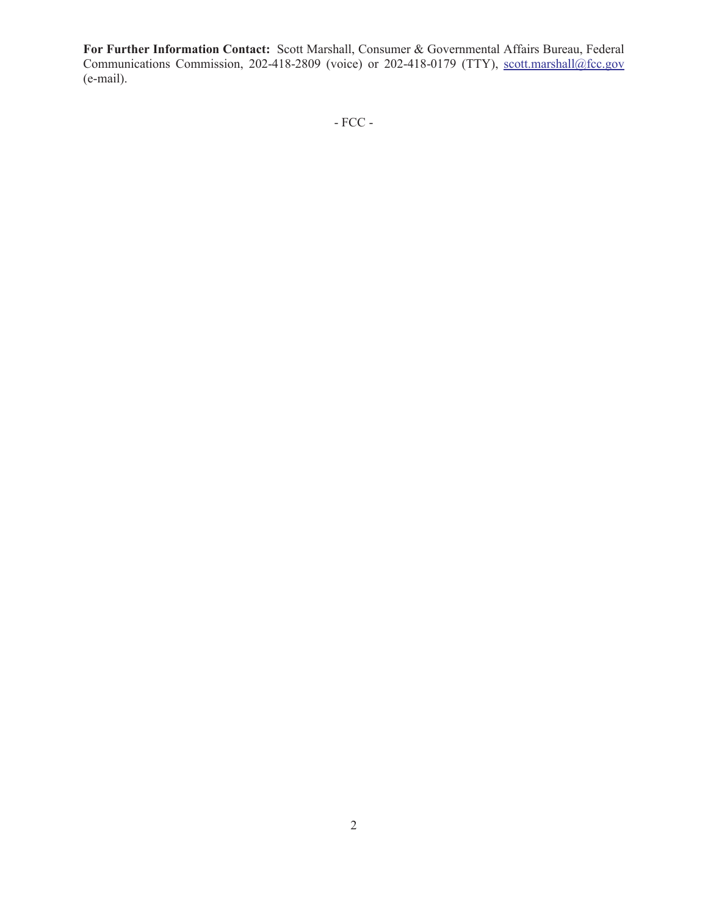**For Further Information Contact:** Scott Marshall, Consumer & Governmental Affairs Bureau, Federal Communications Commission, 202-418-2809 (voice) or 202-418-0179 (TTY), scott.marshall@fcc.gov (e-mail).

- FCC -